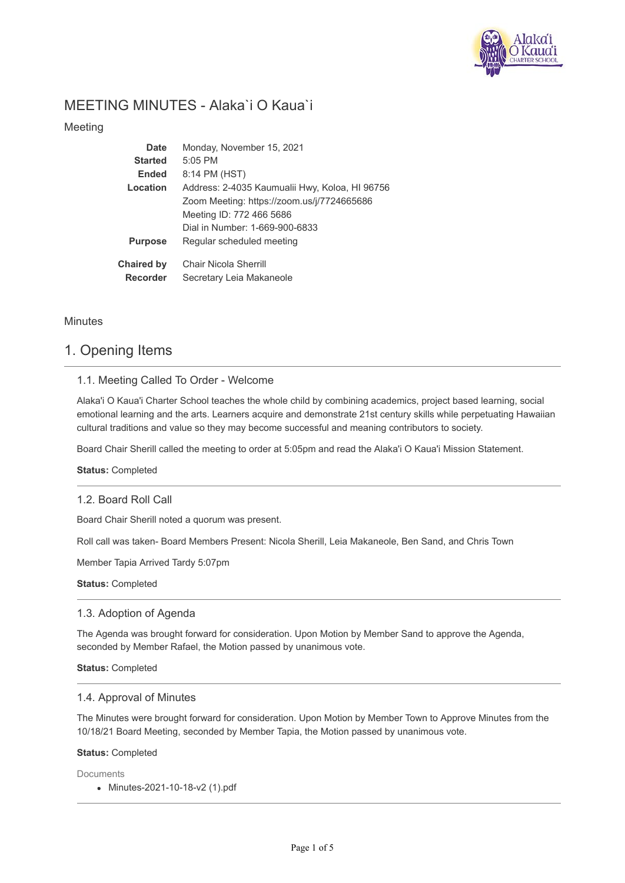# MEETING MINUTES - Alaka`i O Kaua`i

## Meeting

| | |
|---|---|
| **Date** | Monday, November 15, 2021 |
| **Started** | 5:05 PM |
| **Ended** | 8:14 PM (HST) |
| **Location** | Address: 2-4035 Kaumualii Hwy, Koloa, HI 96756<br>Zoom Meeting: https://zoom.us/j/7724665686<br>Meeting ID: 772 466 5686<br>Dial in Number: 1-669-900-6833 |
| **Purpose** | Regular scheduled meeting |
| **Chaired by** | Chair Nicola Sherrill |
| **Recorder** | Secretary Leia Makaneole |

## Minutes

# 1. Opening Items

### 1.1. Meeting Called To Order - Welcome

Alaka'i O Kaua'i Charter School teaches the whole child by combining academics, project based learning, social emotional learning and the arts. Learners acquire and demonstrate 21st century skills while perpetuating Hawaiian cultural traditions and value so they may become successful and meaning contributors to society.

Board Chair Sherill called the meeting to order at 5:05pm and read the Alaka'i O Kaua'i Mission Statement.

**Status:** Completed

### 1.2. Board Roll Call

Board Chair Sherill noted a quorum was present.

Roll call was taken- Board Members Present: Nicola Sherill, Leia Makaneole, Ben Sand, and Chris Town

Member Tapia Arrived Tardy 5:07pm

**Status:** Completed

### 1.3. Adoption of Agenda

The Agenda was brought forward for consideration. Upon Motion by Member Sand to approve the Agenda, seconded by Member Rafael, the Motion passed by unanimous vote.

**Status:** Completed

### 1.4. Approval of Minutes

The Minutes were brought forward for consideration. Upon Motion by Member Town to Approve Minutes from the 10/18/21 Board Meeting, seconded by Member Tapia, the Motion passed by unanimous vote.

**Status:** Completed

Documents

- Minutes-2021-10-18-v2 (1).pdf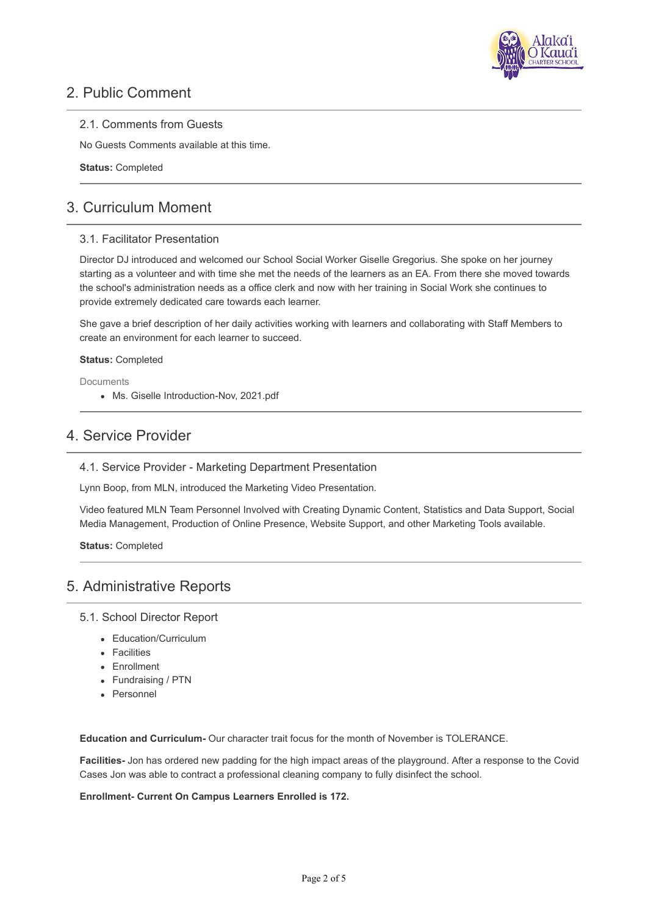## 2. Public Comment

### 2.1. Comments from Guests

No Guests Comments available at this time.

**Status:** Completed

## 3. Curriculum Moment

### 3.1. Facilitator Presentation

Director DJ introduced and welcomed our School Social Worker Giselle Gregorius. She spoke on her journey starting as a volunteer and with time she met the needs of the learners as an EA. From there she moved towards the school's administration needs as a office clerk and now with her training in Social Work she continues to provide extremely dedicated care towards each learner.

She gave a brief description of her daily activities working with learners and collaborating with Staff Members to create an environment for each learner to succeed.

**Status:** Completed

Documents

- Ms. Giselle Introduction-Nov, 2021.pdf

## 4. Service Provider

### 4.1. Service Provider - Marketing Department Presentation

Lynn Boop, from MLN, introduced the Marketing Video Presentation.

Video featured MLN Team Personnel Involved with Creating Dynamic Content, Statistics and Data Support, Social Media Management, Production of Online Presence, Website Support, and other Marketing Tools available.

**Status:** Completed

## 5. Administrative Reports

### 5.1. School Director Report

- Education/Curriculum
- Facilities
- Enrollment
- Fundraising / PTN
- Personnel

**Education and Curriculum-** Our character trait focus for the month of November is TOLERANCE.

**Facilities-** Jon has ordered new padding for the high impact areas of the playground. After a response to the Covid Cases Jon was able to contract a professional cleaning company to fully disinfect the school.

**Enrollment- Current On Campus Learners Enrolled is 172.**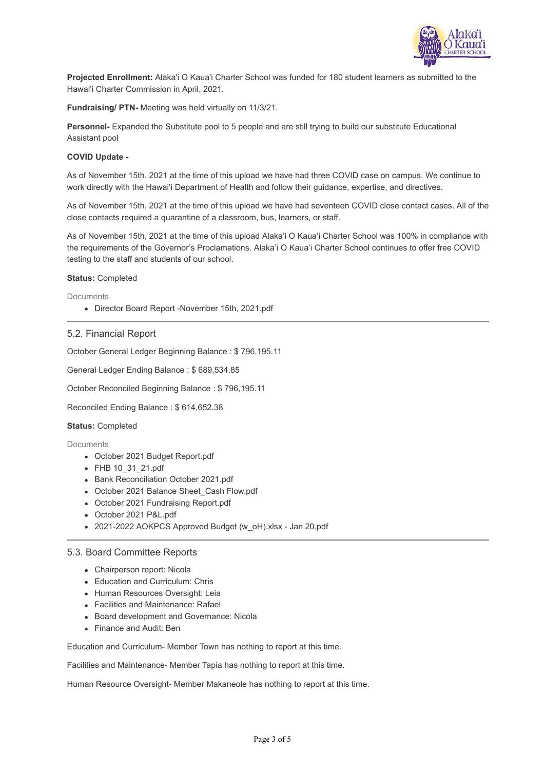**Projected Enrollment:** Alaka'i O Kaua'i Charter School was funded for 180 student learners as submitted to the Hawai'i Charter Commission in April, 2021.

**Fundraising/ PTN-** Meeting was held virtually on 11/3/21.

**Personnel-** Expanded the Substitute pool to 5 people and are still trying to build our substitute Educational Assistant pool

**COVID Update -**

As of November 15th, 2021 at the time of this upload we have had three COVID case on campus. We continue to work directly with the Hawai'i Department of Health and follow their guidance, expertise, and directives.

As of November 15th, 2021 at the time of this upload we have had seventeen COVID close contact cases. All of the close contacts required a quarantine of a classroom, bus, learners, or staff.

As of November 15th, 2021 at the time of this upload Alaka'i O Kaua'i Charter School was 100% in compliance with the requirements of the Governor's Proclamations. Alaka'i O Kaua'i Charter School continues to offer free COVID testing to the staff and students of our school.

**Status:** Completed

Documents

- Director Board Report -November 15th, 2021.pdf

---

## 5.2. Financial Report

October General Ledger Beginning Balance : $ 796,195.11

General Ledger Ending Balance : $ 689,534.85

October Reconciled Beginning Balance : $ 796,195.11

Reconciled Ending Balance : $ 614,652.38

**Status:** Completed

Documents

- October 2021 Budget Report.pdf
- FHB 10_31_21.pdf
- Bank Reconciliation October 2021.pdf
- October 2021 Balance Sheet_Cash Flow.pdf
- October 2021 Fundraising Report.pdf
- October 2021 P&L.pdf
- 2021-2022 AOKPCS Approved Budget (w_oH).xlsx - Jan 20.pdf

---

## 5.3. Board Committee Reports

- Chairperson report: Nicola
- Education and Curriculum: Chris
- Human Resources Oversight: Leia
- Facilities and Maintenance: Rafael
- Board development and Governance: Nicola
- Finance and Audit: Ben

Education and Curriculum- Member Town has nothing to report at this time.

Facilities and Maintenance- Member Tapia has nothing to report at this time.

Human Resource Oversight- Member Makaneole has nothing to report at this time.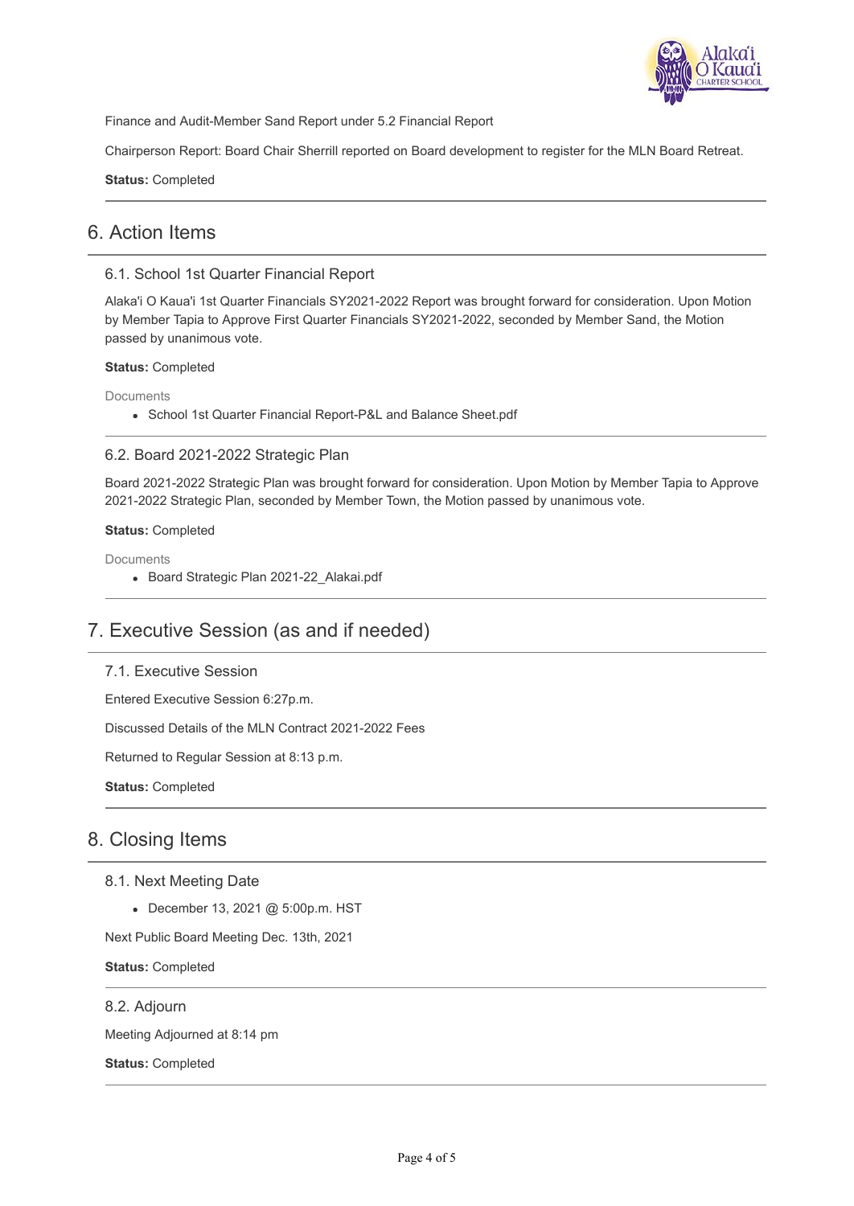Finance and Audit-Member Sand Report under 5.2 Financial Report

Chairperson Report: Board Chair Sherrill reported on Board development to register for the MLN Board Retreat.

**Status:** Completed

## 6. Action Items

### 6.1. School 1st Quarter Financial Report

Alaka'i O Kaua'i 1st Quarter Financials SY2021-2022 Report was brought forward for consideration. Upon Motion by Member Tapia to Approve First Quarter Financials SY2021-2022, seconded by Member Sand, the Motion passed by unanimous vote.

**Status:** Completed

Documents

- School 1st Quarter Financial Report-P&L and Balance Sheet.pdf

### 6.2. Board 2021-2022 Strategic Plan

Board 2021-2022 Strategic Plan was brought forward for consideration. Upon Motion by Member Tapia to Approve 2021-2022 Strategic Plan, seconded by Member Town, the Motion passed by unanimous vote.

**Status:** Completed

Documents

- Board Strategic Plan 2021-22_Alakai.pdf

## 7. Executive Session (as and if needed)

### 7.1. Executive Session

Entered Executive Session 6:27p.m.

Discussed Details of the MLN Contract 2021-2022 Fees

Returned to Regular Session at 8:13 p.m.

**Status:** Completed

## 8. Closing Items

### 8.1. Next Meeting Date

- December 13, 2021 @ 5:00p.m. HST

Next Public Board Meeting Dec. 13th, 2021

**Status:** Completed

### 8.2. Adjourn

Meeting Adjourned at 8:14 pm

**Status:** Completed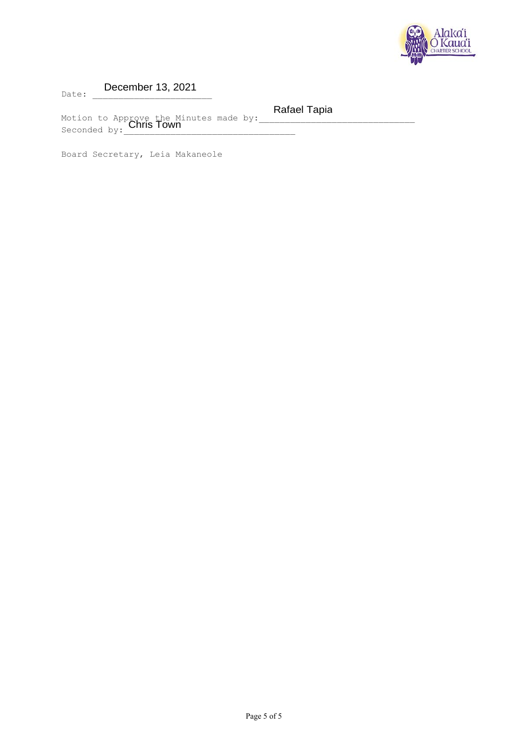Date: December 13, 2021

Motion to Approve the Minutes made by: Rafael Tapia

Seconded by: Chris Town

Board Secretary, Leia Makaneole